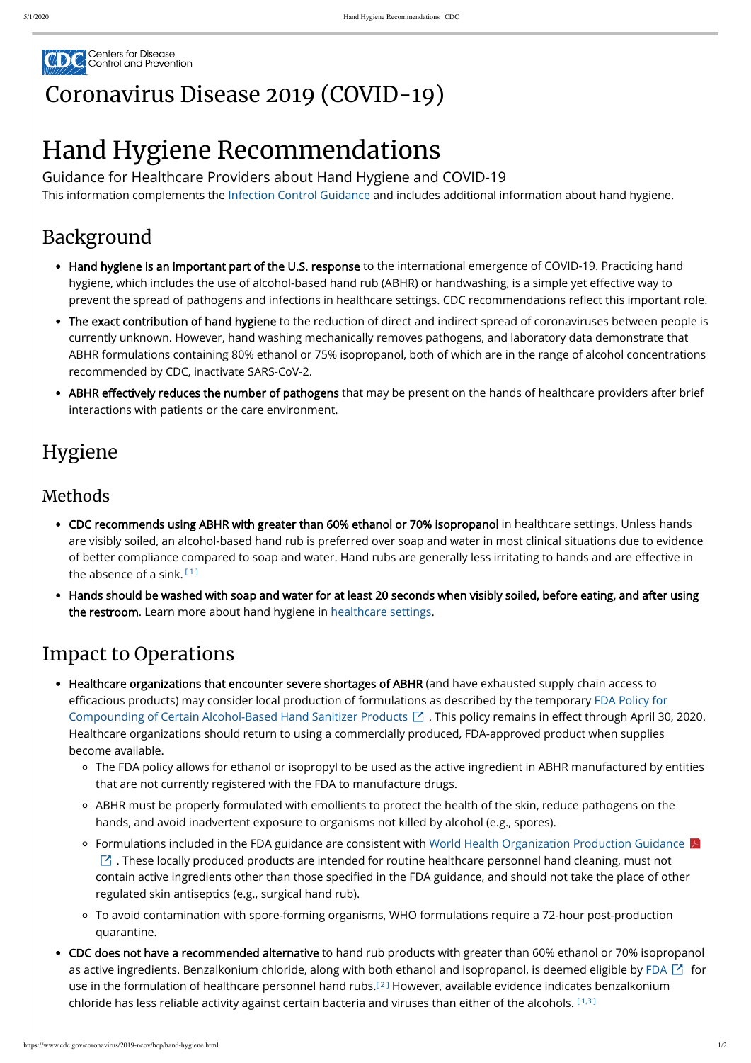Centers for Disease Control and Prevention

# Coronavirus Disease 2019 (COVID-19)

# Hand Hygiene Recommendations

Guidance for Healthcare Providers about Hand Hygiene and COVID-19

This information complements the Infection Control Guidance and includes additional information about hand hygiene.

## Background

- **Hand hygiene is an important part of the U.S. response** to the international emergence of COVID-19. Practicing hand hygiene, which includes the use of alcohol-based hand rub (ABHR) or handwashing, is a simple yet effective way to prevent the spread of pathogens and infections in healthcare settings. CDC recommendations reflect this important role.
- **The exact contribution of hand hygiene** to the reduction of direct and indirect spread of coronaviruses between people is currently unknown. However, hand washing mechanically removes pathogens, and laboratory data demonstrate that ABHR formulations containing 80% ethanol or 75% isopropanol, both of which are in the range of alcohol concentrations recommended by CDC, inactivate SARS-CoV-2.
- **ABHR effectively reduces the number of pathogens** that may be present on the hands of healthcare providers after brief interactions with patients or the care environment.

## Hygiene

### Methods

- **CDC recommends using ABHR with greater than 60% ethanol or 70% isopropanol** in healthcare settings. Unless hands are visibly soiled, an alcohol-based hand rub is preferred over soap and water in most clinical situations due to evidence of better compliance compared to soap and water. Hand rubs are generally less irritating to hands and are effective in the absence of a sink. [1]
- **Hands should be washed with soap and water for at least 20 seconds when visibly soiled, before eating, and after using the restroom**. Learn more about hand hygiene in healthcare settings.

## Impact to Operations

- **Healthcare organizations that encounter severe shortages of ABHR** (and have exhausted supply chain access to efficacious products) may consider local production of formulations as described by the temporary FDA Policy for Compounding of Certain Alcohol-Based Hand Sanitizer Products. This policy remains in effect through April 30, 2020. Healthcare organizations should return to using a commercially produced, FDA-approved product when supplies become available.
  - The FDA policy allows for ethanol or isopropyl to be used as the active ingredient in ABHR manufactured by entities that are not currently registered with the FDA to manufacture drugs.
  - ABHR must be properly formulated with emollients to protect the health of the skin, reduce pathogens on the hands, and avoid inadvertent exposure to organisms not killed by alcohol (e.g., spores).
  - Formulations included in the FDA guidance are consistent with World Health Organization Production Guidance. These locally produced products are intended for routine healthcare personnel hand cleaning, must not contain active ingredients other than those specified in the FDA guidance, and should not take the place of other regulated skin antiseptics (e.g., surgical hand rub).
  - To avoid contamination with spore-forming organisms, WHO formulations require a 72-hour post-production quarantine.
- **CDC does not have a recommended alternative** to hand rub products with greater than 60% ethanol or 70% isopropanol as active ingredients. Benzalkonium chloride, along with both ethanol and isopropanol, is deemed eligible by FDA for use in the formulation of healthcare personnel hand rubs.[2] However, available evidence indicates benzalkonium chloride has less reliable activity against certain bacteria and viruses than either of the alcohols. [1,3]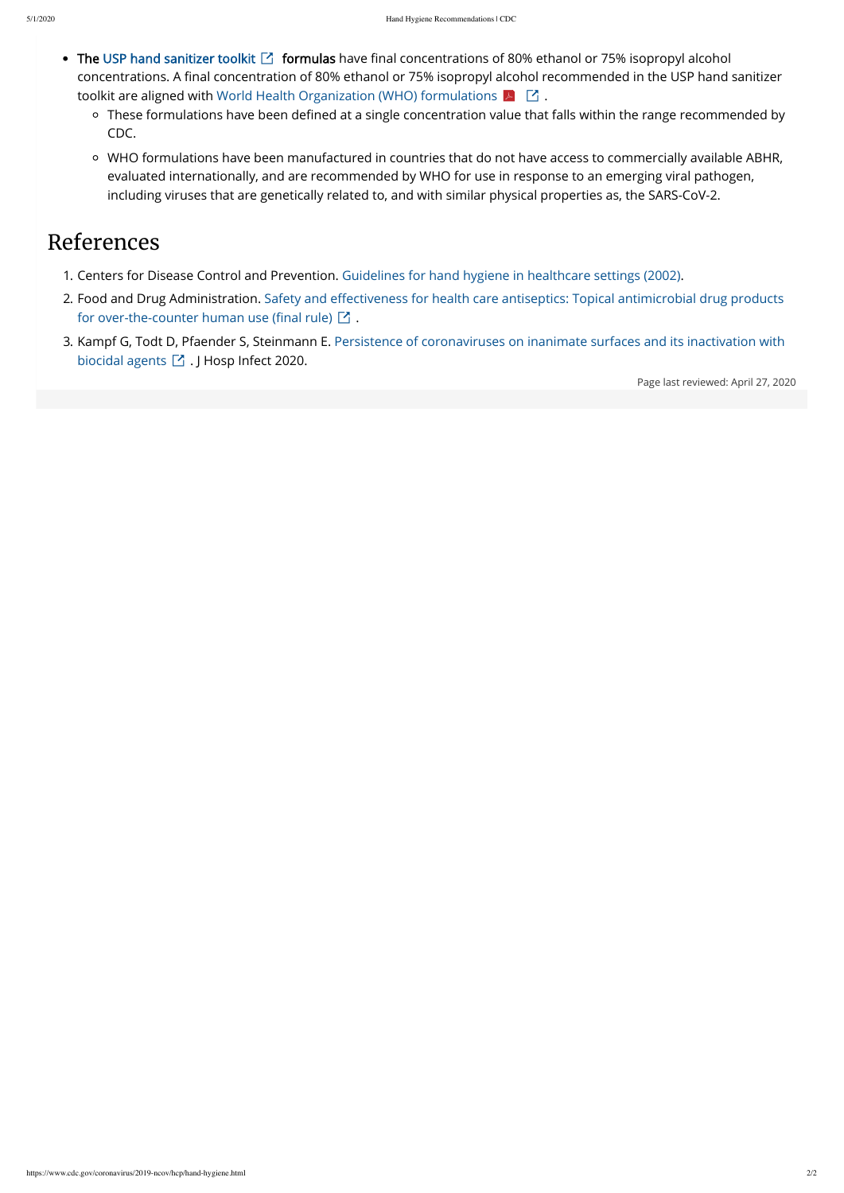- **The USP hand sanitizer toolkit formulas** have final concentrations of 80% ethanol or 75% isopropyl alcohol concentrations. A final concentration of 80% ethanol or 75% isopropyl alcohol recommended in the USP hand sanitizer toolkit are aligned with World Health Organization (WHO) formulations.
  - These formulations have been defined at a single concentration value that falls within the range recommended by CDC.
  - WHO formulations have been manufactured in countries that do not have access to commercially available ABHR, evaluated internationally, and are recommended by WHO for use in response to an emerging viral pathogen, including viruses that are genetically related to, and with similar physical properties as, the SARS-CoV-2.

# References

1. Centers for Disease Control and Prevention. Guidelines for hand hygiene in healthcare settings (2002).
2. Food and Drug Administration. Safety and effectiveness for health care antiseptics: Topical antimicrobial drug products for over-the-counter human use (final rule).
3. Kampf G, Todt D, Pfaender S, Steinmann E. Persistence of coronaviruses on inanimate surfaces and its inactivation with biocidal agents. J Hosp Infect 2020.

Page last reviewed: April 27, 2020